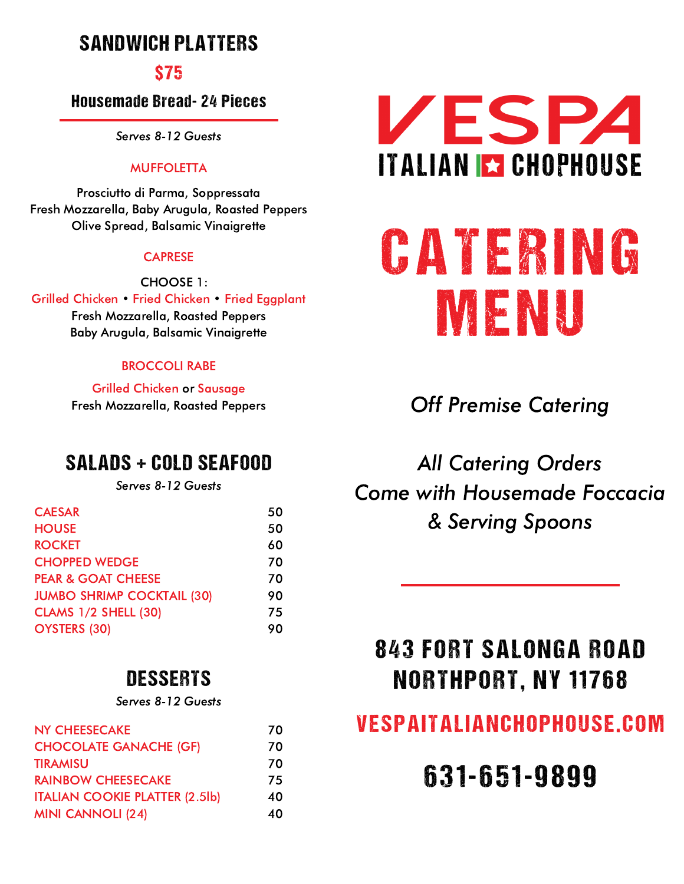# VESPA

## ITALIAN CHOPHOUSE

# CATERING MENU

*Off Premise Catering*

*All Catering Orders Come with Housemade Foccacia & Serving Spoons*

## SANDWICH PLATTERS

**$75**

**Housemade Bread- 24 Pieces**

*Serves 8-12 Guests*

### MUFFOLETTA

Prosciutto di Parma, Soppressata
Fresh Mozzarella, Baby Arugula, Roasted Peppers
Olive Spread, Balsamic Vinaigrette

### CAPRESE

CHOOSE 1:
Grilled Chicken • Fried Chicken • Fried Eggplant
Fresh Mozzarella, Roasted Peppers
Baby Arugula, Balsamic Vinaigrette

### BROCCOLI RABE

Grilled Chicken or Sausage
Fresh Mozzarella, Roasted Peppers

## SALADS + COLD SEAFOOD

*Serves 8-12 Guests*

| Item | Price |
| --- | --- |
| CAESAR | 50 |
| HOUSE | 50 |
| ROCKET | 60 |
| CHOPPED WEDGE | 70 |
| PEAR & GOAT CHEESE | 70 |
| JUMBO SHRIMP COCKTAIL (30) | 90 |
| CLAMS 1/2 SHELL (30) | 75 |
| OYSTERS (30) | 90 |

## DESSERTS

*Serves 8-12 Guests*

| Item | Price |
| --- | --- |
| NY CHEESECAKE | 70 |
| CHOCOLATE GANACHE (GF) | 70 |
| TIRAMISU | 70 |
| RAINBOW CHEESECAKE | 75 |
| ITALIAN COOKIE PLATTER (2.5lb) | 40 |
| MINI CANNOLI (24) | 40 |

**843 FORT SALONGA ROAD**
**NORTHPORT, NY 11768**

**VESPAITALIANCHOPHOUSE.COM**

**631-651-9899**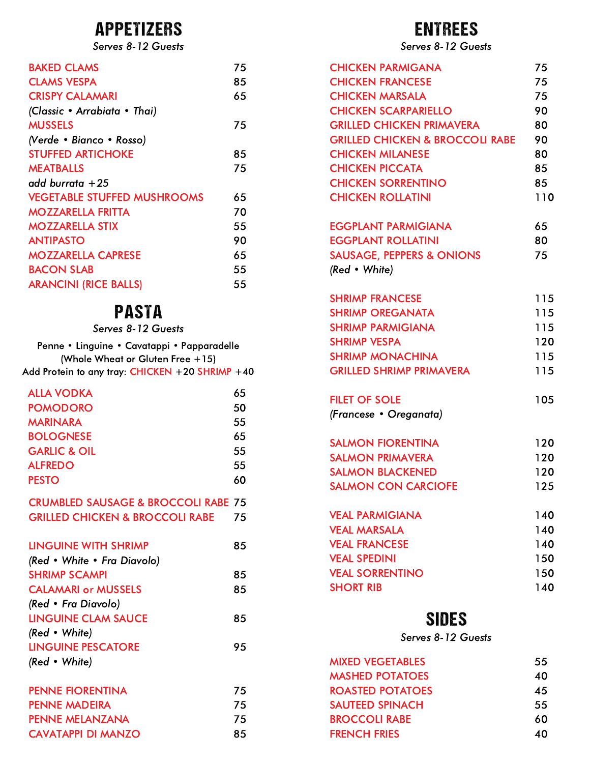# APPETIZERS

*Serves 8-12 Guests*

| | |
|---|---|
| BAKED CLAMS | 75 |
| CLAMS VESPA | 85 |
| CRISPY CALAMARI *(Classic • Arrabiata • Thai)* | 65 |
| MUSSELS *(Verde • Bianco • Rosso)* | 75 |
| STUFFED ARTICHOKE | 85 |
| MEATBALLS *add burrata +25* | 75 |
| VEGETABLE STUFFED MUSHROOMS | 65 |
| MOZZARELLA FRITTA | 70 |
| MOZZARELLA STIX | 55 |
| ANTIPASTO | 90 |
| MOZZARELLA CAPRESE | 65 |
| BACON SLAB | 55 |
| ARANCINI (RICE BALLS) | 55 |

# PASTA

*Serves 8-12 Guests*

Penne • Linguine • Cavatappi • Papparadelle
(Whole Wheat or Gluten Free +15)
Add Protein to any tray: CHICKEN +20 SHRIMP +40

| | |
|---|---|
| ALLA VODKA | 65 |
| POMODORO | 50 |
| MARINARA | 55 |
| BOLOGNESE | 65 |
| GARLIC & OIL | 55 |
| ALFREDO | 55 |
| PESTO | 60 |
| CRUMBLED SAUSAGE & BROCCOLI RABE | 75 |
| GRILLED CHICKEN & BROCCOLI RABE | 75 |
| LINGUINE WITH SHRIMP *(Red • White • Fra Diavolo)* | 85 |
| SHRIMP SCAMPI | 85 |
| CALAMARI or MUSSELS *(Red • Fra Diavolo)* | 85 |
| LINGUINE CLAM SAUCE *(Red • White)* | 85 |
| LINGUINE PESCATORE *(Red • White)* | 95 |
| PENNE FIORENTINA | 75 |
| PENNE MADEIRA | 75 |
| PENNE MELANZANA | 75 |
| CAVATAPPI DI MANZO | 85 |

# ENTREES

*Serves 8-12 Guests*

| | |
|---|---|
| CHICKEN PARMIGANA | 75 |
| CHICKEN FRANCESE | 75 |
| CHICKEN MARSALA | 75 |
| CHICKEN SCARPARIELLO | 90 |
| GRILLED CHICKEN PRIMAVERA | 80 |
| GRILLED CHICKEN & BROCCOLI RABE | 90 |
| CHICKEN MILANESE | 80 |
| CHICKEN PICCATA | 85 |
| CHICKEN SORRENTINO | 85 |
| CHICKEN ROLLATINI | 110 |
| EGGPLANT PARMIGIANA | 65 |
| EGGPLANT ROLLATINI | 80 |
| SAUSAGE, PEPPERS & ONIONS *(Red • White)* | 75 |
| SHRIMP FRANCESE | 115 |
| SHRIMP OREGANATA | 115 |
| SHRIMP PARMIGIANA | 115 |
| SHRIMP VESPA | 120 |
| SHRIMP MONACHINA | 115 |
| GRILLED SHRIMP PRIMAVERA | 115 |
| FILET OF SOLE *(Francese • Oreganata)* | 105 |
| SALMON FIORENTINA | 120 |
| SALMON PRIMAVERA | 120 |
| SALMON BLACKENED | 120 |
| SALMON CON CARCIOFE | 125 |
| VEAL PARMIGIANA | 140 |
| VEAL MARSALA | 140 |
| VEAL FRANCESE | 140 |
| VEAL SPEDINI | 150 |
| VEAL SORRENTINO | 150 |
| SHORT RIB | 140 |

# SIDES

*Serves 8-12 Guests*

| | |
|---|---|
| MIXED VEGETABLES | 55 |
| MASHED POTATOES | 40 |
| ROASTED POTATOES | 45 |
| SAUTEED SPINACH | 55 |
| BROCCOLI RABE | 60 |
| FRENCH FRIES | 40 |